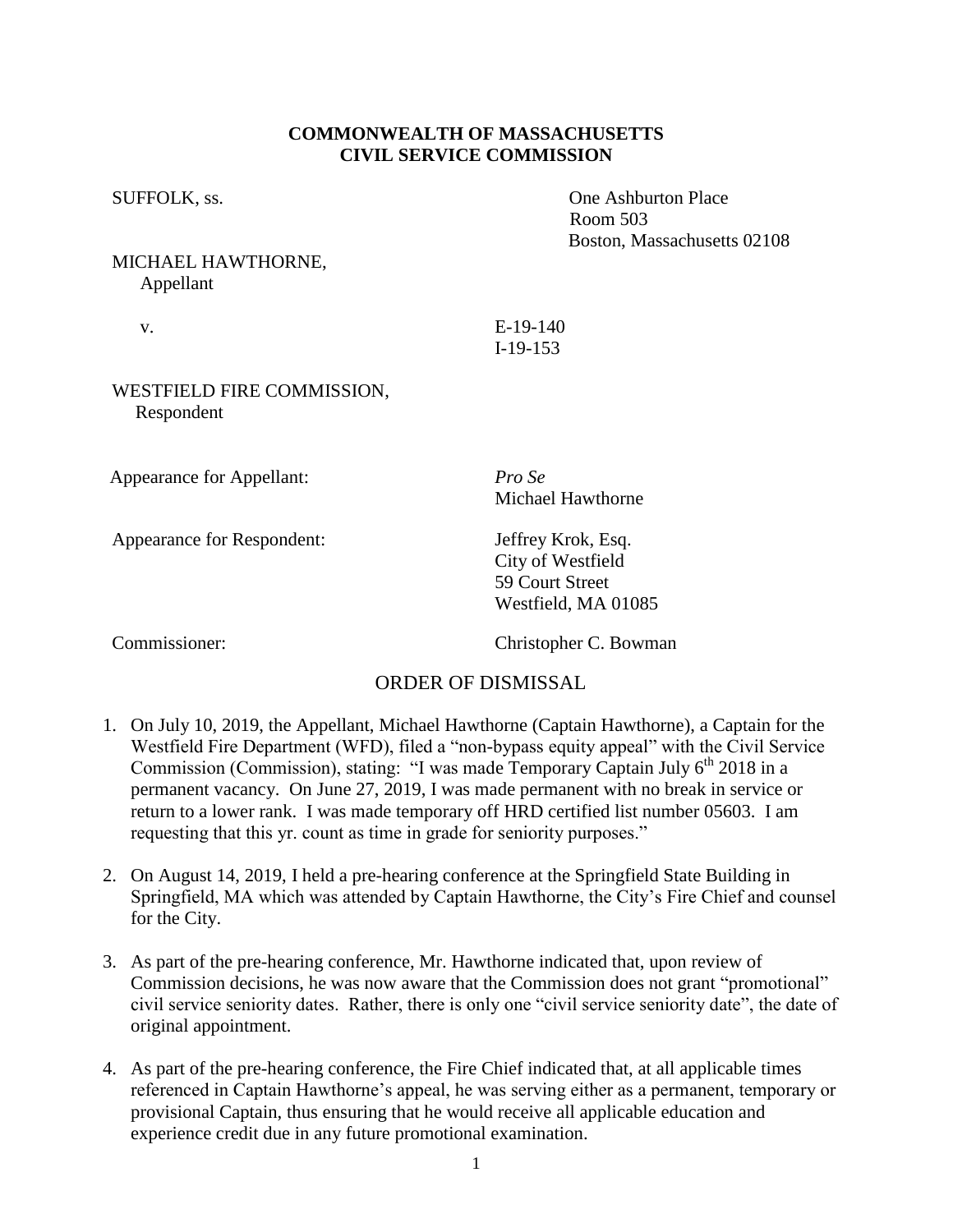**COMMONWEALTH OF MASSACHUSETTS**
**CIVIL SERVICE COMMISSION**

SUFFOLK, ss.

One Ashburton Place
Room 503
Boston, Massachusetts 02108

MICHAEL HAWTHORNE,
Appellant

v.

E-19-140
I-19-153

WESTFIELD FIRE COMMISSION,
Respondent

Appearance for Appellant: *Pro Se*
Michael Hawthorne

Appearance for Respondent: Jeffrey Krok, Esq.
City of Westfield
59 Court Street
Westfield, MA 01085

Commissioner: Christopher C. Bowman

## ORDER OF DISMISSAL

1. On July 10, 2019, the Appellant, Michael Hawthorne (Captain Hawthorne), a Captain for the Westfield Fire Department (WFD), filed a "non-bypass equity appeal" with the Civil Service Commission (Commission), stating: "I was made Temporary Captain July 6th 2018 in a permanent vacancy. On June 27, 2019, I was made permanent with no break in service or return to a lower rank. I was made temporary off HRD certified list number 05603. I am requesting that this yr. count as time in grade for seniority purposes."

2. On August 14, 2019, I held a pre-hearing conference at the Springfield State Building in Springfield, MA which was attended by Captain Hawthorne, the City's Fire Chief and counsel for the City.

3. As part of the pre-hearing conference, Mr. Hawthorne indicated that, upon review of Commission decisions, he was now aware that the Commission does not grant "promotional" civil service seniority dates. Rather, there is only one "civil service seniority date", the date of original appointment.

4. As part of the pre-hearing conference, the Fire Chief indicated that, at all applicable times referenced in Captain Hawthorne's appeal, he was serving either as a permanent, temporary or provisional Captain, thus ensuring that he would receive all applicable education and experience credit due in any future promotional examination.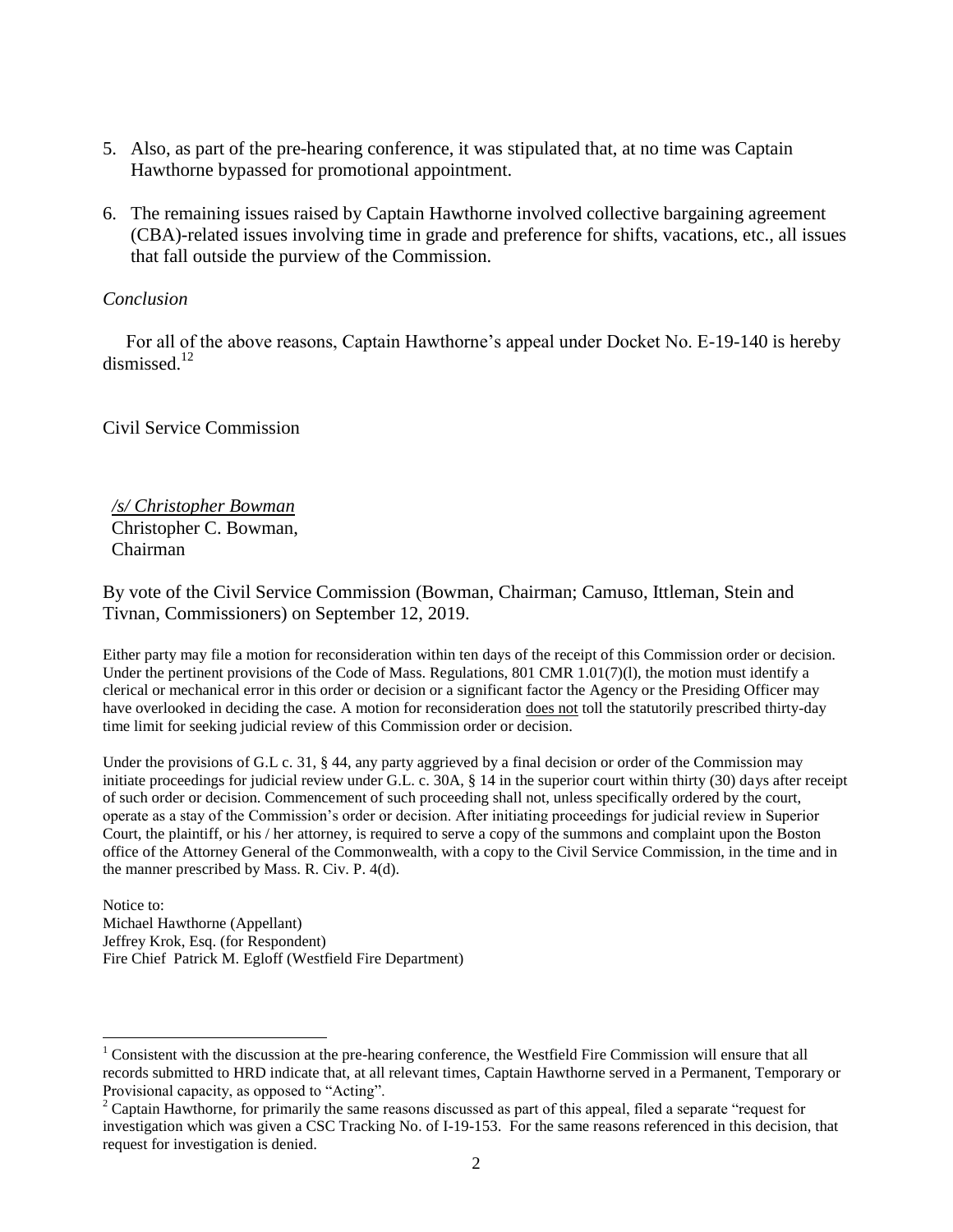5. Also, as part of the pre-hearing conference, it was stipulated that, at no time was Captain Hawthorne bypassed for promotional appointment.

6. The remaining issues raised by Captain Hawthorne involved collective bargaining agreement (CBA)-related issues involving time in grade and preference for shifts, vacations, etc., all issues that fall outside the purview of the Commission.

*Conclusion*

For all of the above reasons, Captain Hawthorne's appeal under Docket No. E-19-140 is hereby dismissed.[1][2]

Civil Service Commission

*/s/ Christopher Bowman*
Christopher C. Bowman,
Chairman

By vote of the Civil Service Commission (Bowman, Chairman; Camuso, Ittleman, Stein and Tivnan, Commissioners) on September 12, 2019.

Either party may file a motion for reconsideration within ten days of the receipt of this Commission order or decision. Under the pertinent provisions of the Code of Mass. Regulations, 801 CMR 1.01(7)(l), the motion must identify a clerical or mechanical error in this order or decision or a significant factor the Agency or the Presiding Officer may have overlooked in deciding the case. A motion for reconsideration does not toll the statutorily prescribed thirty-day time limit for seeking judicial review of this Commission order or decision.

Under the provisions of G.L c. 31, § 44, any party aggrieved by a final decision or order of the Commission may initiate proceedings for judicial review under G.L. c. 30A, § 14 in the superior court within thirty (30) days after receipt of such order or decision. Commencement of such proceeding shall not, unless specifically ordered by the court, operate as a stay of the Commission's order or decision. After initiating proceedings for judicial review in Superior Court, the plaintiff, or his / her attorney, is required to serve a copy of the summons and complaint upon the Boston office of the Attorney General of the Commonwealth, with a copy to the Civil Service Commission, in the time and in the manner prescribed by Mass. R. Civ. P. 4(d).

Notice to:
Michael Hawthorne (Appellant)
Jeffrey Krok, Esq. (for Respondent)
Fire Chief Patrick M. Egloff (Westfield Fire Department)

---

[1] Consistent with the discussion at the pre-hearing conference, the Westfield Fire Commission will ensure that all records submitted to HRD indicate that, at all relevant times, Captain Hawthorne served in a Permanent, Temporary or Provisional capacity, as opposed to "Acting".

[2] Captain Hawthorne, for primarily the same reasons discussed as part of this appeal, filed a separate "request for investigation which was given a CSC Tracking No. of I-19-153. For the same reasons referenced in this decision, that request for investigation is denied.